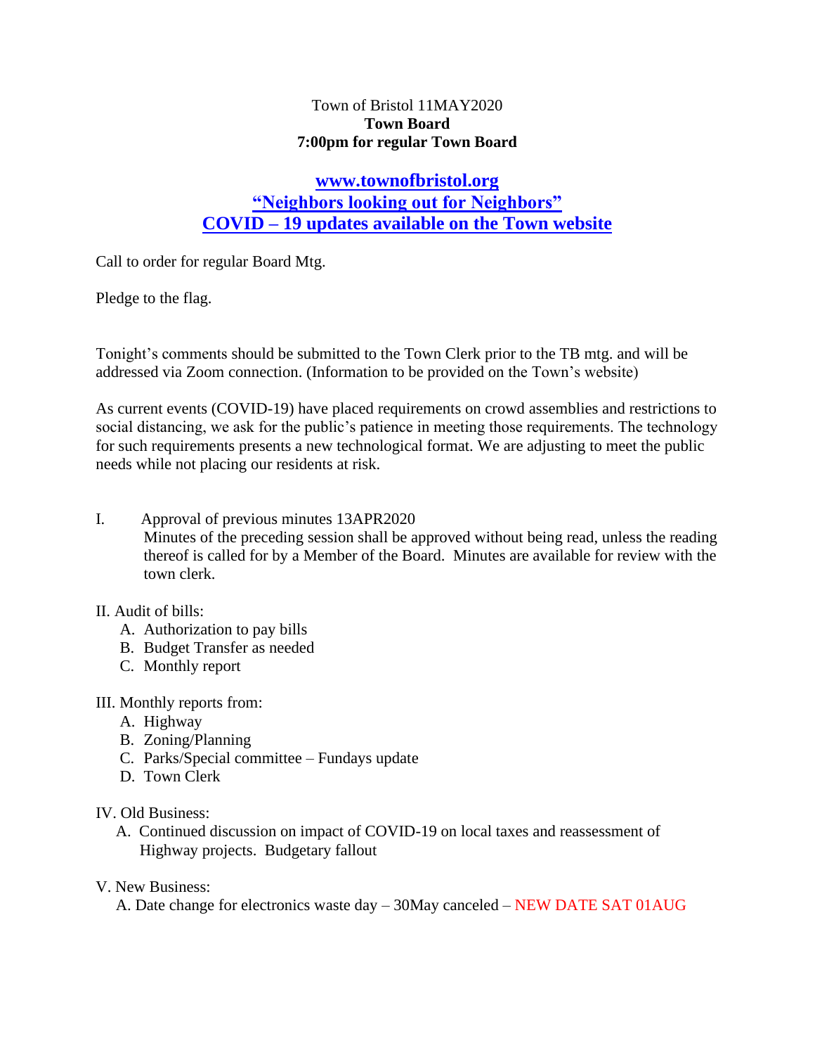Town of Bristol 11MAY2020
**Town Board**
**7:00pm for regular Town Board**

**[www.townofbristol.org](http://www.townofbristol.org)**
**"Neighbors looking out for Neighbors"**
**COVID – 19 updates available on the Town website**

Call to order for regular Board Mtg.

Pledge to the flag.

Tonight's comments should be submitted to the Town Clerk prior to the TB mtg. and will be addressed via Zoom connection. (Information to be provided on the Town's website)

As current events (COVID-19) have placed requirements on crowd assemblies and restrictions to social distancing, we ask for the public's patience in meeting those requirements. The technology for such requirements presents a new technological format. We are adjusting to meet the public needs while not placing our residents at risk.

I. Approval of previous minutes 13APR2020
   Minutes of the preceding session shall be approved without being read, unless the reading thereof is called for by a Member of the Board. Minutes are available for review with the town clerk.

II. Audit of bills:
   A. Authorization to pay bills
   B. Budget Transfer as needed
   C. Monthly report

III. Monthly reports from:
   A. Highway
   B. Zoning/Planning
   C. Parks/Special committee – Fundays update
   D. Town Clerk

IV. Old Business:
   A. Continued discussion on impact of COVID-19 on local taxes and reassessment of Highway projects. Budgetary fallout

V. New Business:
   A. Date change for electronics waste day – 30May canceled – NEW DATE SAT 01AUG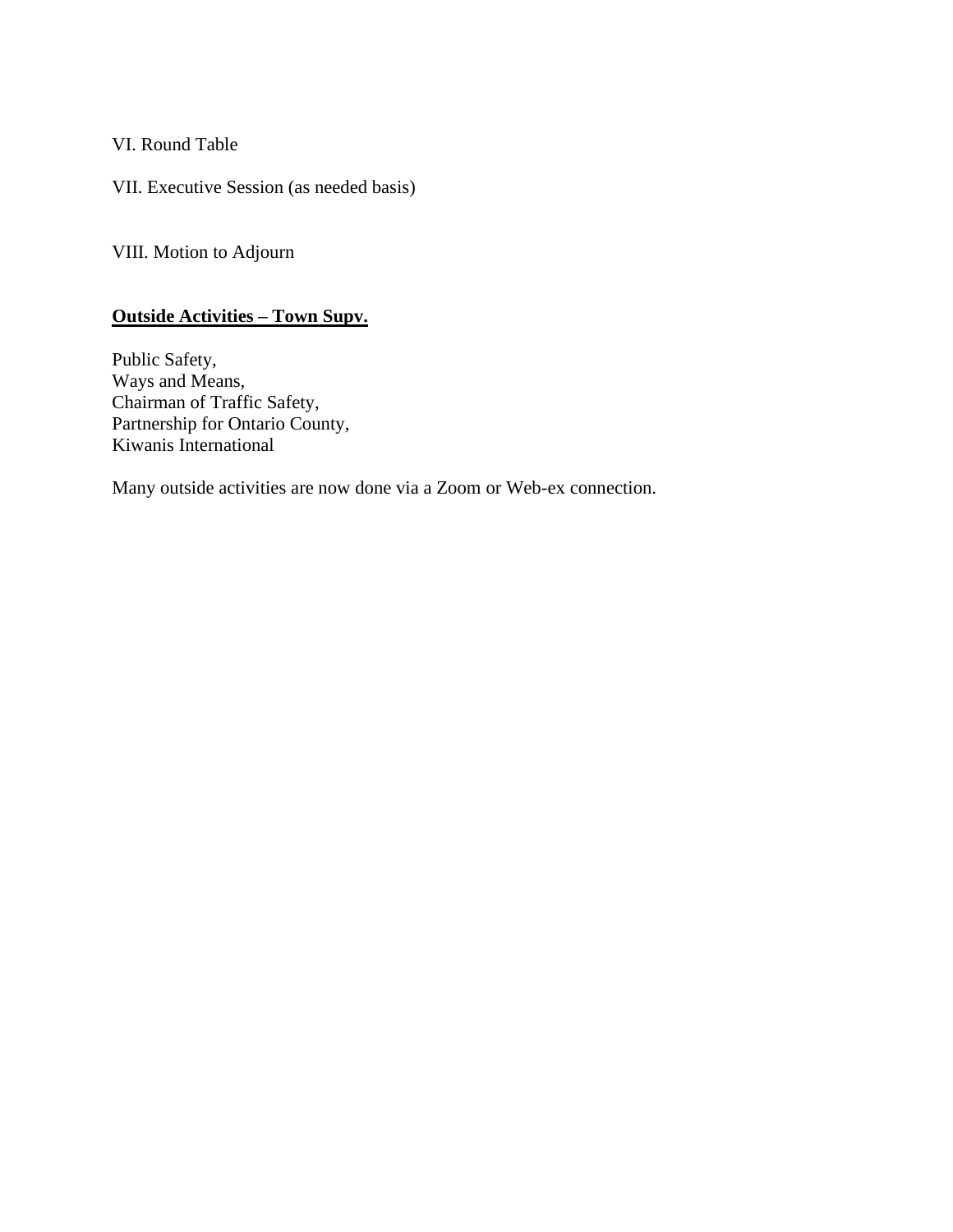VI. Round Table

VII. Executive Session (as needed basis)

VIII. Motion to Adjourn

**Outside Activities – Town Supv.**

Public Safety,
Ways and Means,
Chairman of Traffic Safety,
Partnership for Ontario County,
Kiwanis International

Many outside activities are now done via a Zoom or Web-ex connection.